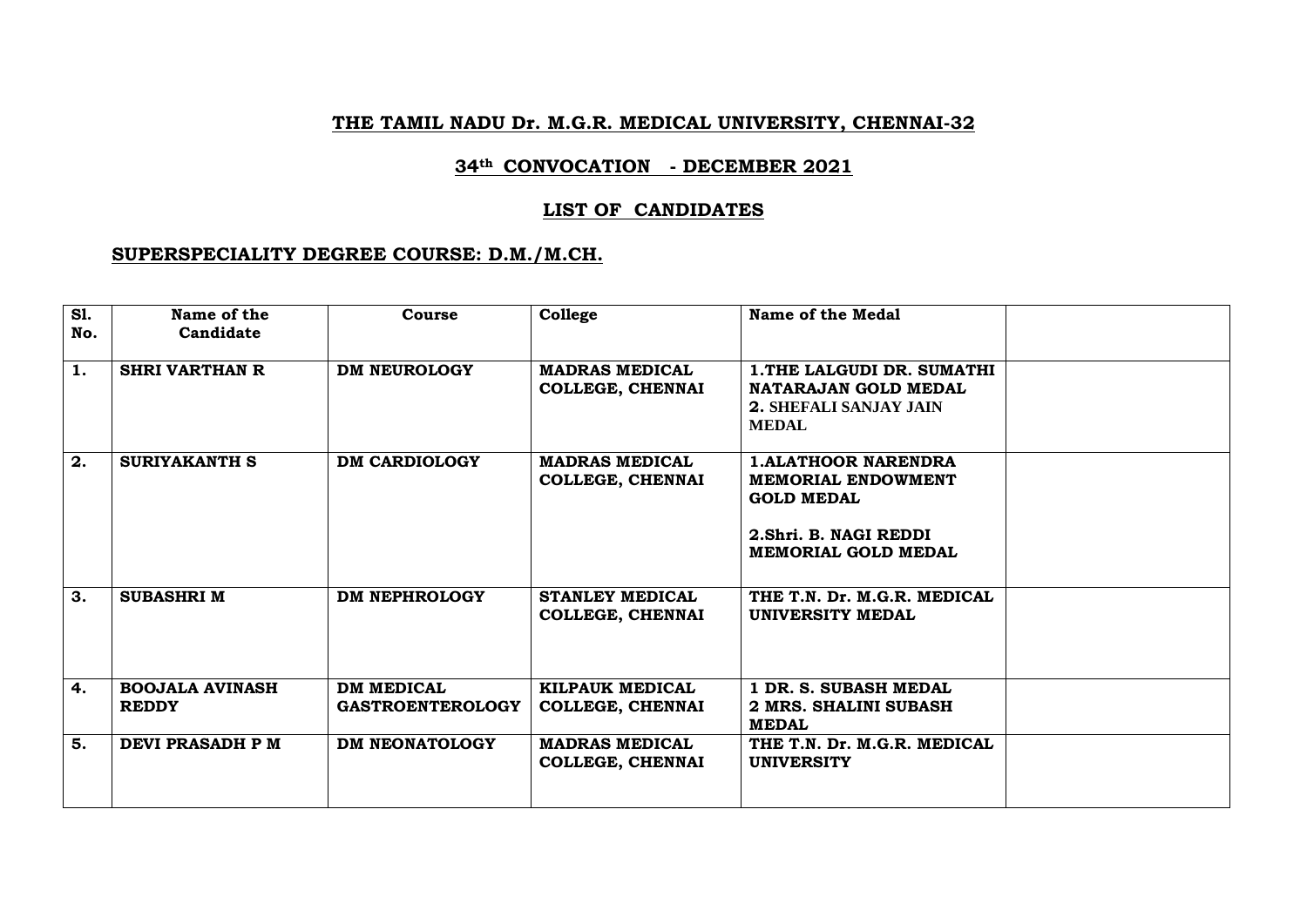## THE TAMIL NADU Dr. M.G.R. MEDICAL UNIVERSITY, CHENNAI-32

## 34th CONVOCATION - DECEMBER 2021

## LIST OF CANDIDATES

### SUPERSPECIALITY DEGREE COURSE: D.M./M.CH.

| Sl. No. | Name of the Candidate | Course | College | Name of the Medal | |
|---|---|---|---|---|---|
| 1. | SHRI VARTHAN R | DM NEUROLOGY | MADRAS MEDICAL COLLEGE, CHENNAI | 1.THE LALGUDI DR. SUMATHI NATARAJAN GOLD MEDAL<br>2. SHEFALI SANJAY JAIN MEDAL | |
| 2. | SURIYAKANTH S | DM CARDIOLOGY | MADRAS MEDICAL COLLEGE, CHENNAI | 1.ALATHOOR NARENDRA MEMORIAL ENDOWMENT GOLD MEDAL<br>2.Shri. B. NAGI REDDI MEMORIAL GOLD MEDAL | |
| 3. | SUBASHRI M | DM NEPHROLOGY | STANLEY MEDICAL COLLEGE, CHENNAI | THE T.N. Dr. M.G.R. MEDICAL UNIVERSITY MEDAL | |
| 4. | BOOJALA AVINASH REDDY | DM MEDICAL GASTROENTEROLOGY | KILPAUK MEDICAL COLLEGE, CHENNAI | 1 DR. S. SUBASH MEDAL<br>2 MRS. SHALINI SUBASH MEDAL | |
| 5. | DEVI PRASADH P M | DM NEONATOLOGY | MADRAS MEDICAL COLLEGE, CHENNAI | THE T.N. Dr. M.G.R. MEDICAL UNIVERSITY | |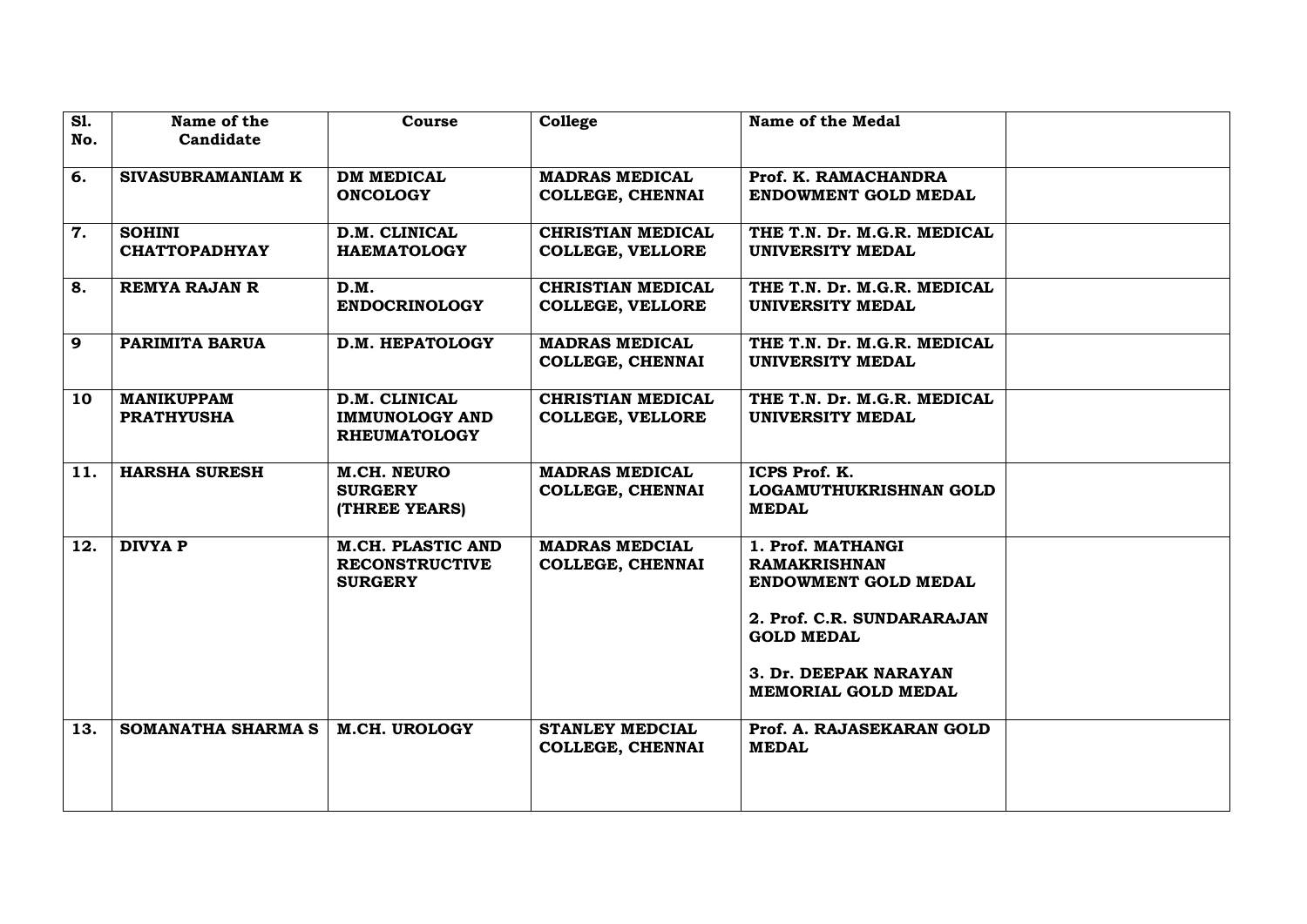| Sl. No. | Name of the Candidate | Course | College | Name of the Medal | |
|---|---|---|---|---|---|
| 6. | SIVASUBRAMANIAM K | DM MEDICAL ONCOLOGY | MADRAS MEDICAL COLLEGE, CHENNAI | Prof. K. RAMACHANDRA ENDOWMENT GOLD MEDAL | |
| 7. | SOHINI CHATTOPADHYAY | D.M. CLINICAL HAEMATOLOGY | CHRISTIAN MEDICAL COLLEGE, VELLORE | THE T.N. Dr. M.G.R. MEDICAL UNIVERSITY MEDAL | |
| 8. | REMYA RAJAN R | D.M. ENDOCRINOLOGY | CHRISTIAN MEDICAL COLLEGE, VELLORE | THE T.N. Dr. M.G.R. MEDICAL UNIVERSITY MEDAL | |
| 9 | PARIMITA BARUA | D.M. HEPATOLOGY | MADRAS MEDICAL COLLEGE, CHENNAI | THE T.N. Dr. M.G.R. MEDICAL UNIVERSITY MEDAL | |
| 10 | MANIKUPPAM PRATHYUSHA | D.M. CLINICAL IMMUNOLOGY AND RHEUMATOLOGY | CHRISTIAN MEDICAL COLLEGE, VELLORE | THE T.N. Dr. M.G.R. MEDICAL UNIVERSITY MEDAL | |
| 11. | HARSHA SURESH | M.CH. NEURO SURGERY (THREE YEARS) | MADRAS MEDICAL COLLEGE, CHENNAI | ICPS Prof. K. LOGAMUTHUKRISHNAN GOLD MEDAL | |
| 12. | DIVYA P | M.CH. PLASTIC AND RECONSTRUCTIVE SURGERY | MADRAS MEDCIAL COLLEGE, CHENNAI | 1. Prof. MATHANGI RAMAKRISHNAN ENDOWMENT GOLD MEDAL<br><br>2. Prof. C.R. SUNDARARAJAN GOLD MEDAL<br><br>3. Dr. DEEPAK NARAYAN MEMORIAL GOLD MEDAL | |
| 13. | SOMANATHA SHARMA S | M.CH. UROLOGY | STANLEY MEDCIAL COLLEGE, CHENNAI | Prof. A. RAJASEKARAN GOLD MEDAL | |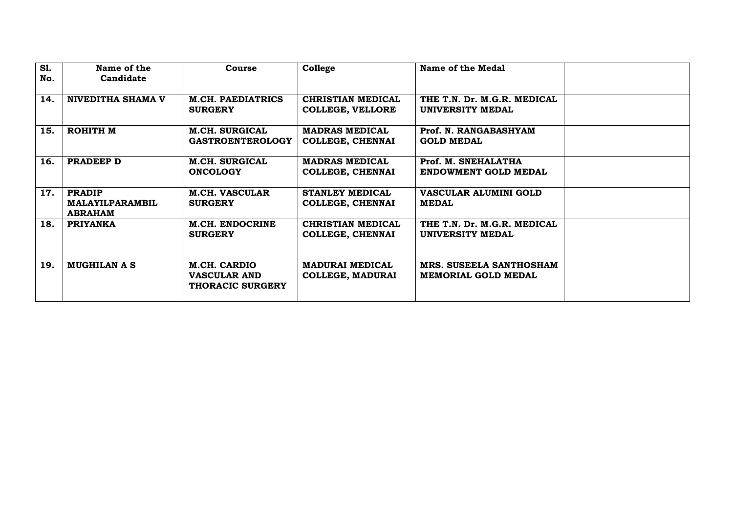| Sl. No. | Name of the Candidate | Course | College | Name of the Medal | |
|---|---|---|---|---|---|
| 14. | NIVEDITHA SHAMA V | M.CH. PAEDIATRICS SURGERY | CHRISTIAN MEDICAL COLLEGE, VELLORE | THE T.N. Dr. M.G.R. MEDICAL UNIVERSITY MEDAL | |
| 15. | ROHITH M | M.CH. SURGICAL GASTROENTEROLOGY | MADRAS MEDICAL COLLEGE, CHENNAI | Prof. N. RANGABASHYAM GOLD MEDAL | |
| 16. | PRADEEP D | M.CH. SURGICAL ONCOLOGY | MADRAS MEDICAL COLLEGE, CHENNAI | Prof. M. SNEHALATHA ENDOWMENT GOLD MEDAL | |
| 17. | PRADIP MALAYILPARAMBIL ABRAHAM | M.CH. VASCULAR SURGERY | STANLEY MEDICAL COLLEGE, CHENNAI | VASCULAR ALUMINI GOLD MEDAL | |
| 18. | PRIYANKA | M.CH. ENDOCRINE SURGERY | CHRISTIAN MEDICAL COLLEGE, CHENNAI | THE T.N. Dr. M.G.R. MEDICAL UNIVERSITY MEDAL | |
| 19. | MUGHILAN A S | M.CH. CARDIO VASCULAR AND THORACIC SURGERY | MADURAI MEDICAL COLLEGE, MADURAI | MRS. SUSEELA SANTHOSHAM MEMORIAL GOLD MEDAL | |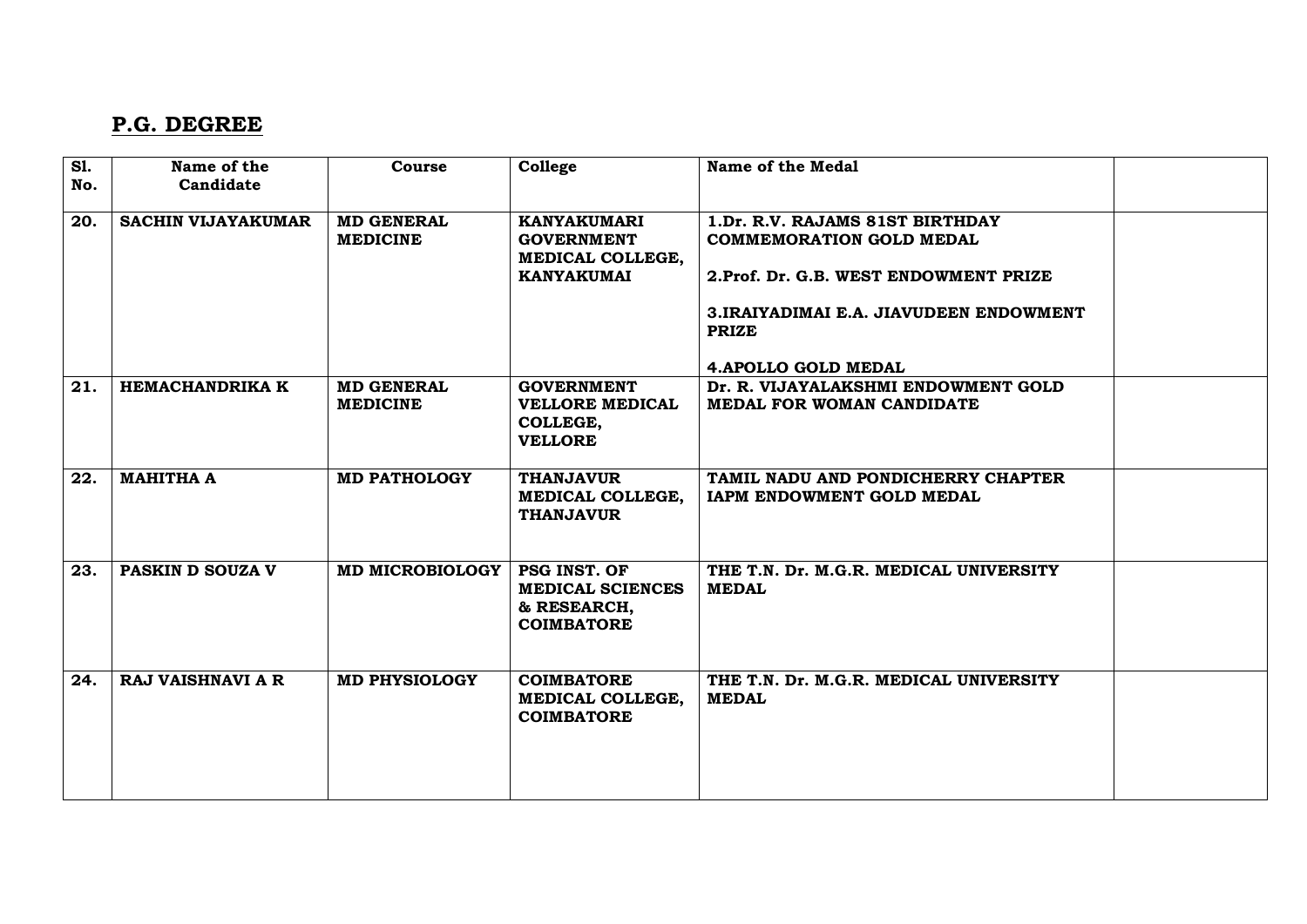## P.G. DEGREE

| Sl. No. | Name of the Candidate | Course | College | Name of the Medal | |
|---|---|---|---|---|---|
| 20. | SACHIN VIJAYAKUMAR | MD GENERAL MEDICINE | KANYAKUMARI GOVERNMENT MEDICAL COLLEGE, KANYAKUMAI | 1.Dr. R.V. RAJAMS 81ST BIRTHDAY COMMEMORATION GOLD MEDAL<br><br>2.Prof. Dr. G.B. WEST ENDOWMENT PRIZE<br><br>3.IRAIYADIMAI E.A. JIAVUDEEN ENDOWMENT PRIZE<br><br>4.APOLLO GOLD MEDAL | |
| 21. | HEMACHANDRIKA K | MD GENERAL MEDICINE | GOVERNMENT VELLORE MEDICAL COLLEGE, VELLORE | Dr. R. VIJAYALAKSHMI ENDOWMENT GOLD MEDAL FOR WOMAN CANDIDATE | |
| 22. | MAHITHA A | MD PATHOLOGY | THANJAVUR MEDICAL COLLEGE, THANJAVUR | TAMIL NADU AND PONDICHERRY CHAPTER IAPM ENDOWMENT GOLD MEDAL | |
| 23. | PASKIN D SOUZA V | MD MICROBIOLOGY | PSG INST. OF MEDICAL SCIENCES & RESEARCH, COIMBATORE | THE T.N. Dr. M.G.R. MEDICAL UNIVERSITY MEDAL | |
| 24. | RAJ VAISHNAVI A R | MD PHYSIOLOGY | COIMBATORE MEDICAL COLLEGE, COIMBATORE | THE T.N. Dr. M.G.R. MEDICAL UNIVERSITY MEDAL | |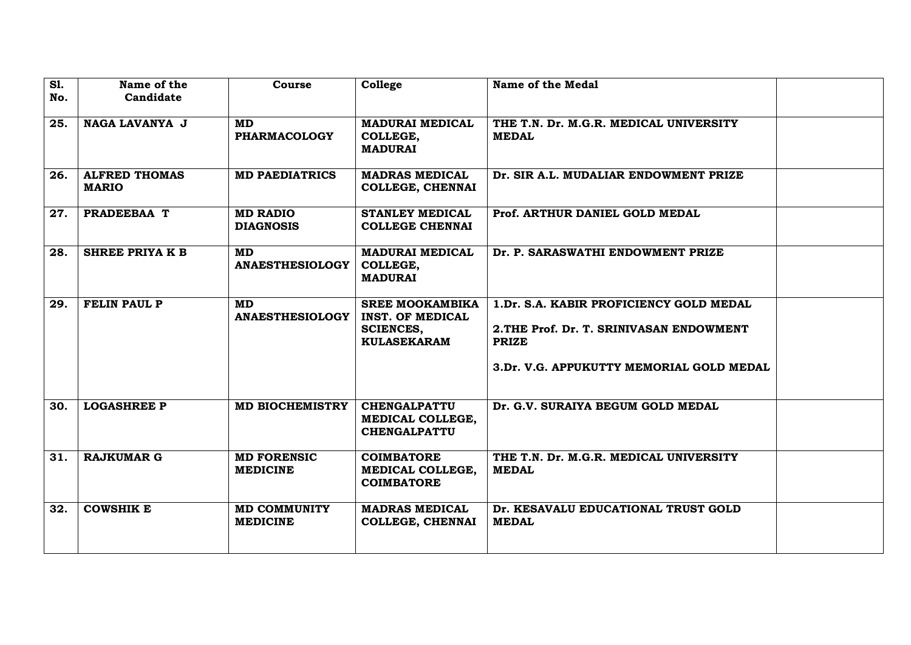| Sl. No. | Name of the Candidate | Course | College | Name of the Medal | |
|---|---|---|---|---|---|
| 25. | NAGA LAVANYA J | MD PHARMACOLOGY | MADURAI MEDICAL COLLEGE, MADURAI | THE T.N. Dr. M.G.R. MEDICAL UNIVERSITY MEDAL | |
| 26. | ALFRED THOMAS MARIO | MD PAEDIATRICS | MADRAS MEDICAL COLLEGE, CHENNAI | Dr. SIR A.L. MUDALIAR ENDOWMENT PRIZE | |
| 27. | PRADEEBAA T | MD RADIO DIAGNOSIS | STANLEY MEDICAL COLLEGE CHENNAI | Prof. ARTHUR DANIEL GOLD MEDAL | |
| 28. | SHREE PRIYA K B | MD ANAESTHESIOLOGY | MADURAI MEDICAL COLLEGE, MADURAI | Dr. P. SARASWATHI ENDOWMENT PRIZE | |
| 29. | FELIN PAUL P | MD ANAESTHESIOLOGY | SREE MOOKAMBIKA INST. OF MEDICAL SCIENCES, KULASEKARAM | 1.Dr. S.A. KABIR PROFICIENCY GOLD MEDAL<br>2.THE Prof. Dr. T. SRINIVASAN ENDOWMENT PRIZE<br>3.Dr. V.G. APPUKUTTY MEMORIAL GOLD MEDAL | |
| 30. | LOGASHREE P | MD BIOCHEMISTRY | CHENGALPATTU MEDICAL COLLEGE, CHENGALPATTU | Dr. G.V. SURAIYA BEGUM GOLD MEDAL | |
| 31. | RAJKUMAR G | MD FORENSIC MEDICINE | COIMBATORE MEDICAL COLLEGE, COIMBATORE | THE T.N. Dr. M.G.R. MEDICAL UNIVERSITY MEDAL | |
| 32. | COWSHIK E | MD COMMUNITY MEDICINE | MADRAS MEDICAL COLLEGE, CHENNAI | Dr. KESAVALU EDUCATIONAL TRUST GOLD MEDAL | |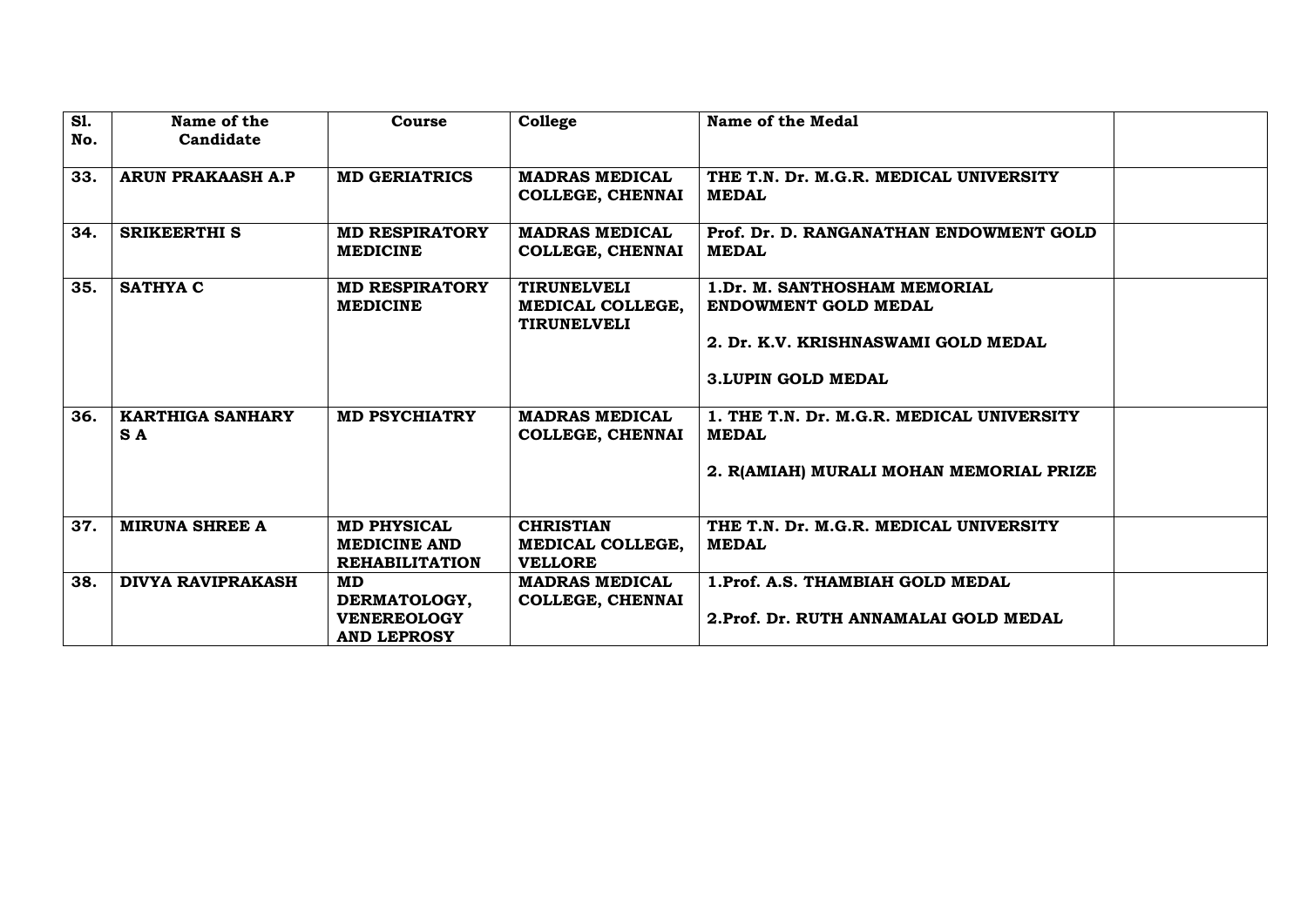| Sl. No. | Name of the Candidate | Course | College | Name of the Medal | |
|---|---|---|---|---|---|
| 33. | ARUN PRAKAASH A.P | MD GERIATRICS | MADRAS MEDICAL COLLEGE, CHENNAI | THE T.N. Dr. M.G.R. MEDICAL UNIVERSITY MEDAL | |
| 34. | SRIKEERTHI S | MD RESPIRATORY MEDICINE | MADRAS MEDICAL COLLEGE, CHENNAI | Prof. Dr. D. RANGANATHAN ENDOWMENT GOLD MEDAL | |
| 35. | SATHYA C | MD RESPIRATORY MEDICINE | TIRUNELVELI MEDICAL COLLEGE, TIRUNELVELI | 1.Dr. M. SANTHOSHAM MEMORIAL ENDOWMENT GOLD MEDAL<br>2. Dr. K.V. KRISHNASWAMI GOLD MEDAL<br>3.LUPIN GOLD MEDAL | |
| 36. | KARTHIGA SANHARY S A | MD PSYCHIATRY | MADRAS MEDICAL COLLEGE, CHENNAI | 1. THE T.N. Dr. M.G.R. MEDICAL UNIVERSITY MEDAL<br>2. R(AMIAH) MURALI MOHAN MEMORIAL PRIZE | |
| 37. | MIRUNA SHREE A | MD PHYSICAL MEDICINE AND REHABILITATION | CHRISTIAN MEDICAL COLLEGE, VELLORE | THE T.N. Dr. M.G.R. MEDICAL UNIVERSITY MEDAL | |
| 38. | DIVYA RAVIPRAKASH | MD DERMATOLOGY, VENEREOLOGY AND LEPROSY | MADRAS MEDICAL COLLEGE, CHENNAI | 1.Prof. A.S. THAMBIAH GOLD MEDAL<br>2.Prof. Dr. RUTH ANNAMALAI GOLD MEDAL | |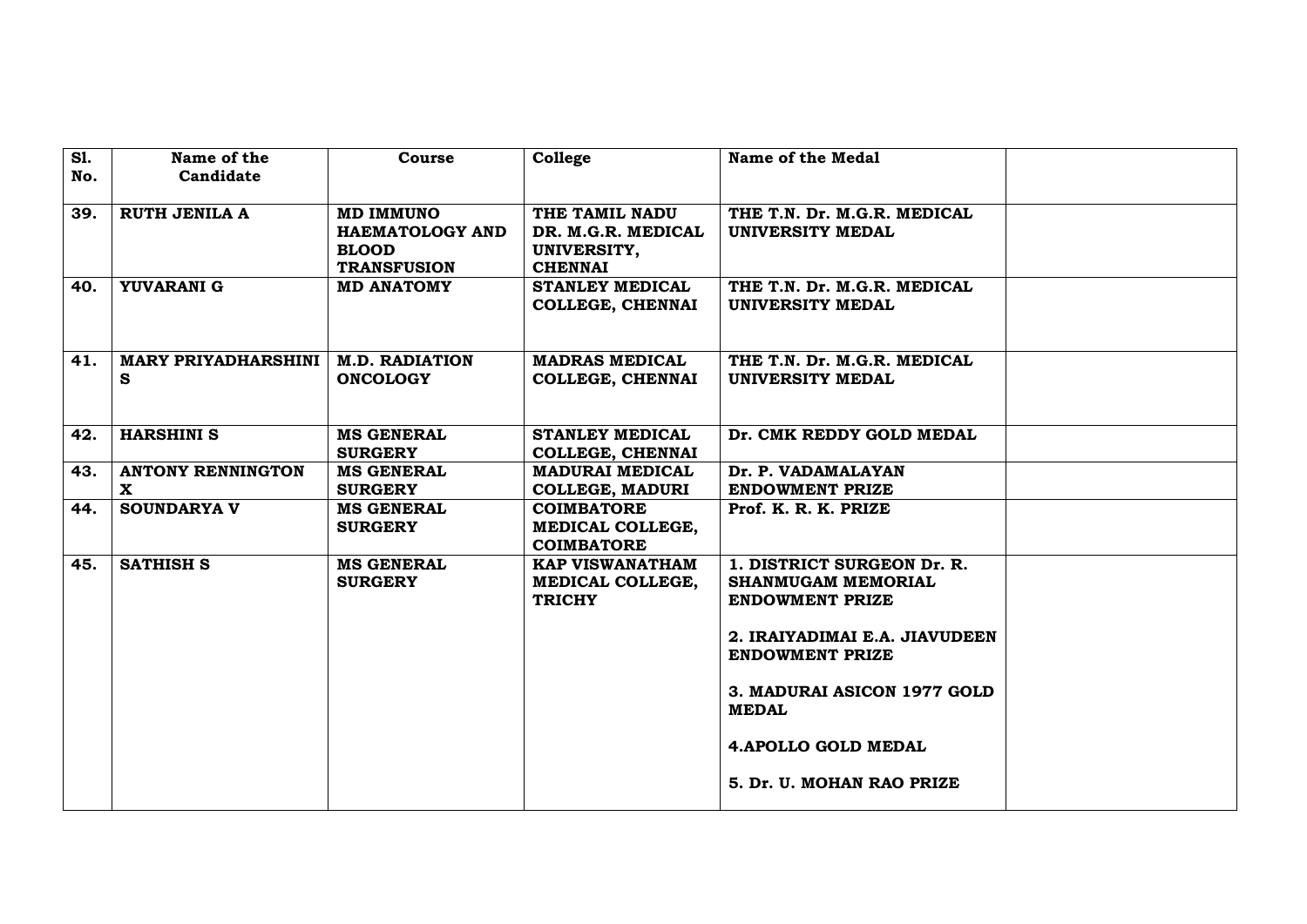| Sl. No. | Name of the Candidate | Course | College | Name of the Medal | |
|---|---|---|---|---|---|
| 39. | RUTH JENILA A | MD IMMUNO HAEMATOLOGY AND BLOOD TRANSFUSION | THE TAMIL NADU DR. M.G.R. MEDICAL UNIVERSITY, CHENNAI | THE T.N. Dr. M.G.R. MEDICAL UNIVERSITY MEDAL | |
| 40. | YUVARANI G | MD ANATOMY | STANLEY MEDICAL COLLEGE, CHENNAI | THE T.N. Dr. M.G.R. MEDICAL UNIVERSITY MEDAL | |
| 41. | MARY PRIYADHARSHINI S | M.D. RADIATION ONCOLOGY | MADRAS MEDICAL COLLEGE, CHENNAI | THE T.N. Dr. M.G.R. MEDICAL UNIVERSITY MEDAL | |
| 42. | HARSHINI S | MS GENERAL SURGERY | STANLEY MEDICAL COLLEGE, CHENNAI | Dr. CMK REDDY GOLD MEDAL | |
| 43. | ANTONY RENNINGTON X | MS GENERAL SURGERY | MADURAI MEDICAL COLLEGE, MADURI | Dr. P. VADAMALAYAN ENDOWMENT PRIZE | |
| 44. | SOUNDARYA V | MS GENERAL SURGERY | COIMBATORE MEDICAL COLLEGE, COIMBATORE | Prof. K. R. K. PRIZE | |
| 45. | SATHISH S | MS GENERAL SURGERY | KAP VISWANATHAM MEDICAL COLLEGE, TRICHY | 1. DISTRICT SURGEON Dr. R. SHANMUGAM MEMORIAL ENDOWMENT PRIZE<br><br>2. IRAIYADIMAI E.A. JIAVUDEEN ENDOWMENT PRIZE<br><br>3. MADURAI ASICON 1977 GOLD MEDAL<br><br>4.APOLLO GOLD MEDAL<br><br>5. Dr. U. MOHAN RAO PRIZE | |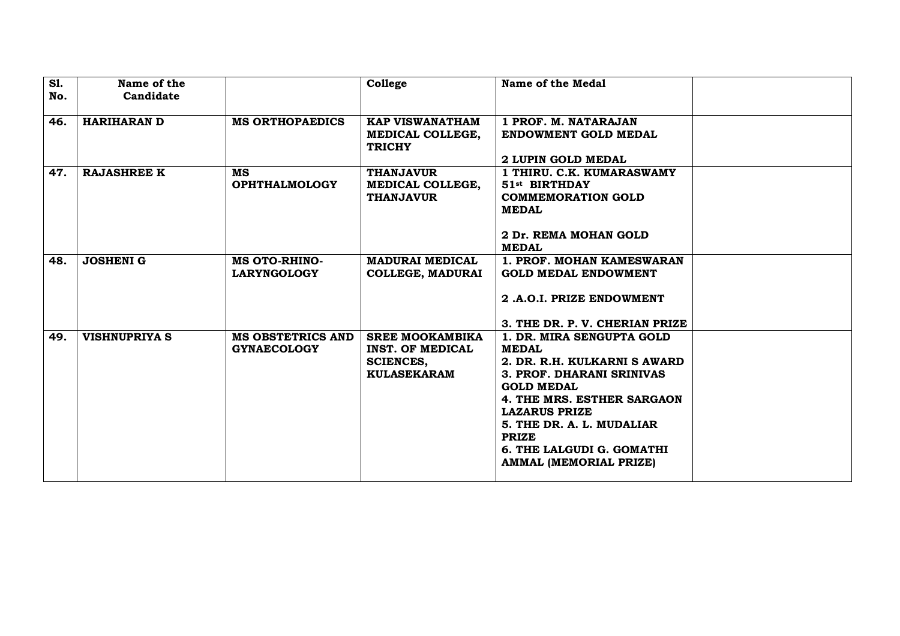| Sl. No. | Name of the Candidate | | College | Name of the Medal | |
|---|---|---|---|---|---|
| 46. | HARIHARAN D | MS ORTHOPAEDICS | KAP VISWANATHAM MEDICAL COLLEGE, TRICHY | 1 PROF. M. NATARAJAN ENDOWMENT GOLD MEDAL<br><br>2 LUPIN GOLD MEDAL | |
| 47. | RAJASHREE K | MS OPHTHALMOLOGY | THANJAVUR MEDICAL COLLEGE, THANJAVUR | 1 THIRU. C.K. KUMARASWAMY 51st BIRTHDAY COMMEMORATION GOLD MEDAL<br><br>2 Dr. REMA MOHAN GOLD MEDAL | |
| 48. | JOSHENI G | MS OTO-RHINO-LARYNGOLOGY | MADURAI MEDICAL COLLEGE, MADURAI | 1. PROF. MOHAN KAMESWARAN GOLD MEDAL ENDOWMENT<br><br>2 .A.O.I. PRIZE ENDOWMENT<br><br>3. THE DR. P. V. CHERIAN PRIZE | |
| 49. | VISHNUPRIYA S | MS OBSTETRICS AND GYNAECOLOGY | SREE MOOKAMBIKA INST. OF MEDICAL SCIENCES, KULASEKARAM | 1. DR. MIRA SENGUPTA GOLD MEDAL<br>2. DR. R.H. KULKARNI S AWARD<br>3. PROF. DHARANI SRINIVAS GOLD MEDAL<br>4. THE MRS. ESTHER SARGAON LAZARUS PRIZE<br>5. THE DR. A. L. MUDALIAR PRIZE<br>6. THE LALGUDI G. GOMATHI AMMAL (MEMORIAL PRIZE) | |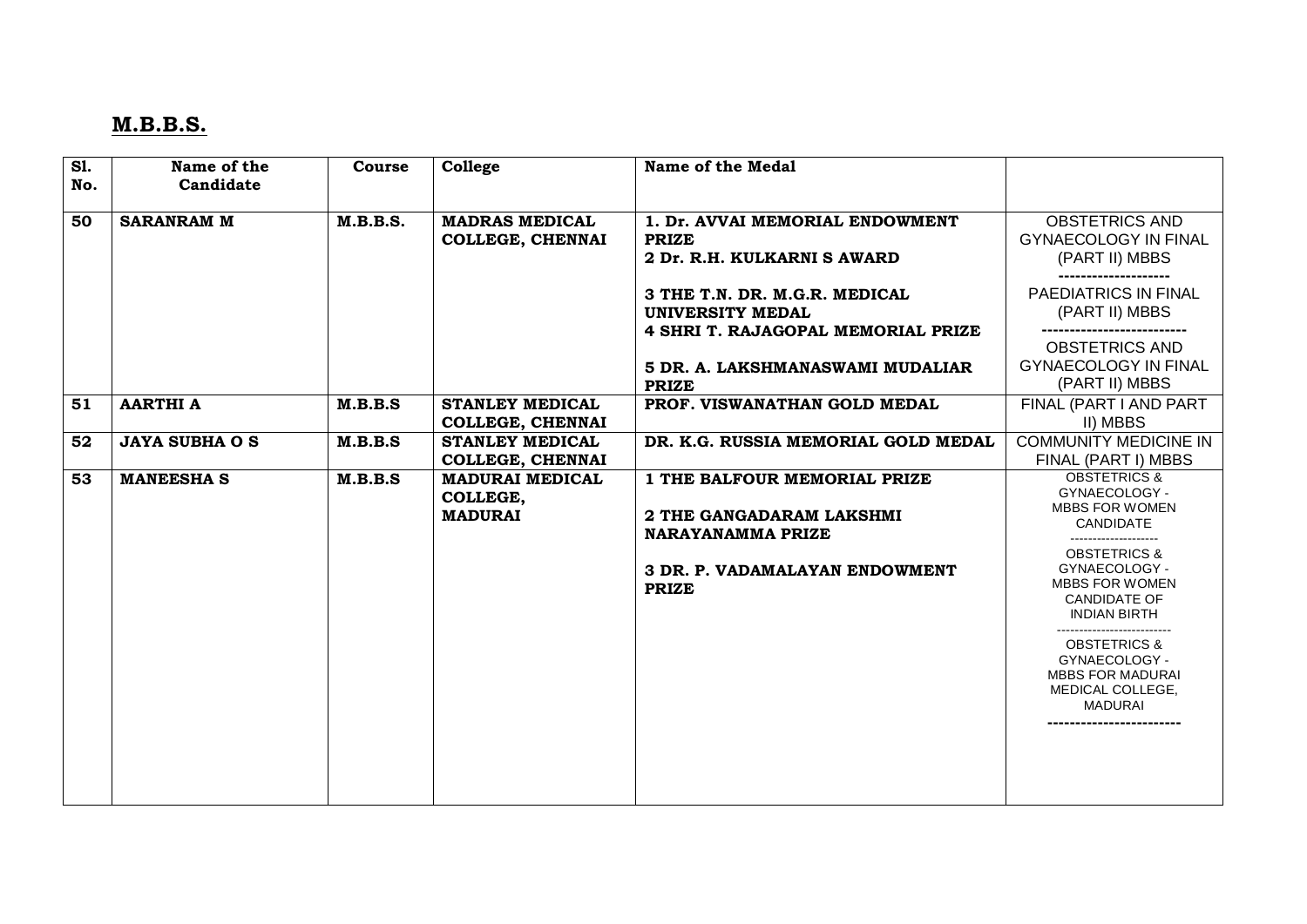## M.B.B.S.

| Sl. No. | Name of the Candidate | Course | College | Name of the Medal | |
|---|---|---|---|---|---|
| 50 | SARANRAM M | M.B.B.S. | MADRAS MEDICAL COLLEGE, CHENNAI | 1. Dr. AVVAI MEMORIAL ENDOWMENT PRIZE<br>2 Dr. R.H. KULKARNI S AWARD<br>3 THE T.N. DR. M.G.R. MEDICAL UNIVERSITY MEDAL<br>4 SHRI T. RAJAGOPAL MEMORIAL PRIZE<br>5 DR. A. LAKSHMANASWAMI MUDALIAR PRIZE | OBSTETRICS AND GYNAECOLOGY IN FINAL (PART II) MBBS<br>--------------------<br>PAEDIATRICS IN FINAL (PART II) MBBS<br>--------------------------<br>OBSTETRICS AND GYNAECOLOGY IN FINAL (PART II) MBBS |
| 51 | AARTHI A | M.B.B.S | STANLEY MEDICAL COLLEGE, CHENNAI | PROF. VISWANATHAN GOLD MEDAL | FINAL (PART I AND PART II) MBBS |
| 52 | JAYA SUBHA O S | M.B.B.S | STANLEY MEDICAL COLLEGE, CHENNAI | DR. K.G. RUSSIA MEMORIAL GOLD MEDAL | COMMUNITY MEDICINE IN FINAL (PART I) MBBS |
| 53 | MANEESHA S | M.B.B.S | MADURAI MEDICAL COLLEGE, MADURAI | 1 THE BALFOUR MEMORIAL PRIZE<br>2 THE GANGADARAM LAKSHMI NARAYANAMMA PRIZE<br>3 DR. P. VADAMALAYAN ENDOWMENT PRIZE | OBSTETRICS & GYNAECOLOGY - MBBS FOR WOMEN CANDIDATE<br>--------------------<br>OBSTETRICS & GYNAECOLOGY - MBBS FOR WOMEN CANDIDATE OF INDIAN BIRTH<br>--------------------------<br>OBSTETRICS & GYNAECOLOGY - MBBS FOR MADURAI MEDICAL COLLEGE, MADURAI<br>------------------------ |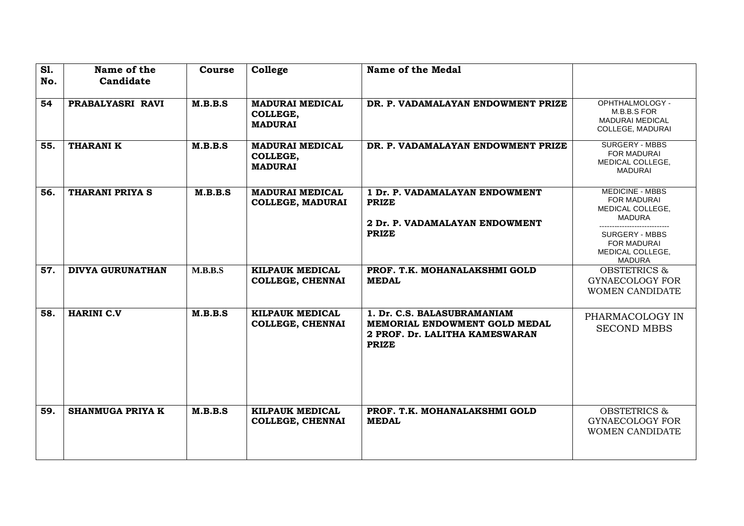| Sl. No. | Name of the Candidate | Course | College | Name of the Medal | |
|---|---|---|---|---|---|
| 54 | **PRABALYASRI RAVI** | **M.B.B.S** | **MADURAI MEDICAL COLLEGE, MADURAI** | **DR. P. VADAMALAYAN ENDOWMENT PRIZE** | OPHTHALMOLOGY - M.B.B.S FOR MADURAI MEDICAL COLLEGE, MADURAI |
| 55. | **THARANI K** | **M.B.B.S** | **MADURAI MEDICAL COLLEGE, MADURAI** | **DR. P. VADAMALAYAN ENDOWMENT PRIZE** | SURGERY - MBBS FOR MADURAI MEDICAL COLLEGE, MADURAI |
| 56. | **THARANI PRIYA S** | **M.B.B.S** | **MADURAI MEDICAL COLLEGE, MADURAI** | **1 Dr. P. VADAMALAYAN ENDOWMENT PRIZE**<br>**2 Dr. P. VADAMALAYAN ENDOWMENT PRIZE** | MEDICINE - MBBS FOR MADURAI MEDICAL COLLEGE, MADURA<br>----------------------------<br>SURGERY - MBBS FOR MADURAI MEDICAL COLLEGE, MADURA |
| 57. | **DIVYA GURUNATHAN** | **M.B.B.S** | **KILPAUK MEDICAL COLLEGE, CHENNAI** | **PROF. T.K. MOHANALAKSHMI GOLD MEDAL** | OBSTETRICS & GYNAECOLOGY FOR WOMEN CANDIDATE |
| 58. | **HARINI C.V** | **M.B.B.S** | **KILPAUK MEDICAL COLLEGE, CHENNAI** | **1. Dr. C.S. BALASUBRAMANIAM MEMORIAL ENDOWMENT GOLD MEDAL**<br>**2 PROF. Dr. LALITHA KAMESWARAN PRIZE** | PHARMACOLOGY IN SECOND MBBS |
| 59. | **SHANMUGA PRIYA K** | **M.B.B.S** | **KILPAUK MEDICAL COLLEGE, CHENNAI** | **PROF. T.K. MOHANALAKSHMI GOLD MEDAL** | OBSTETRICS & GYNAECOLOGY FOR WOMEN CANDIDATE |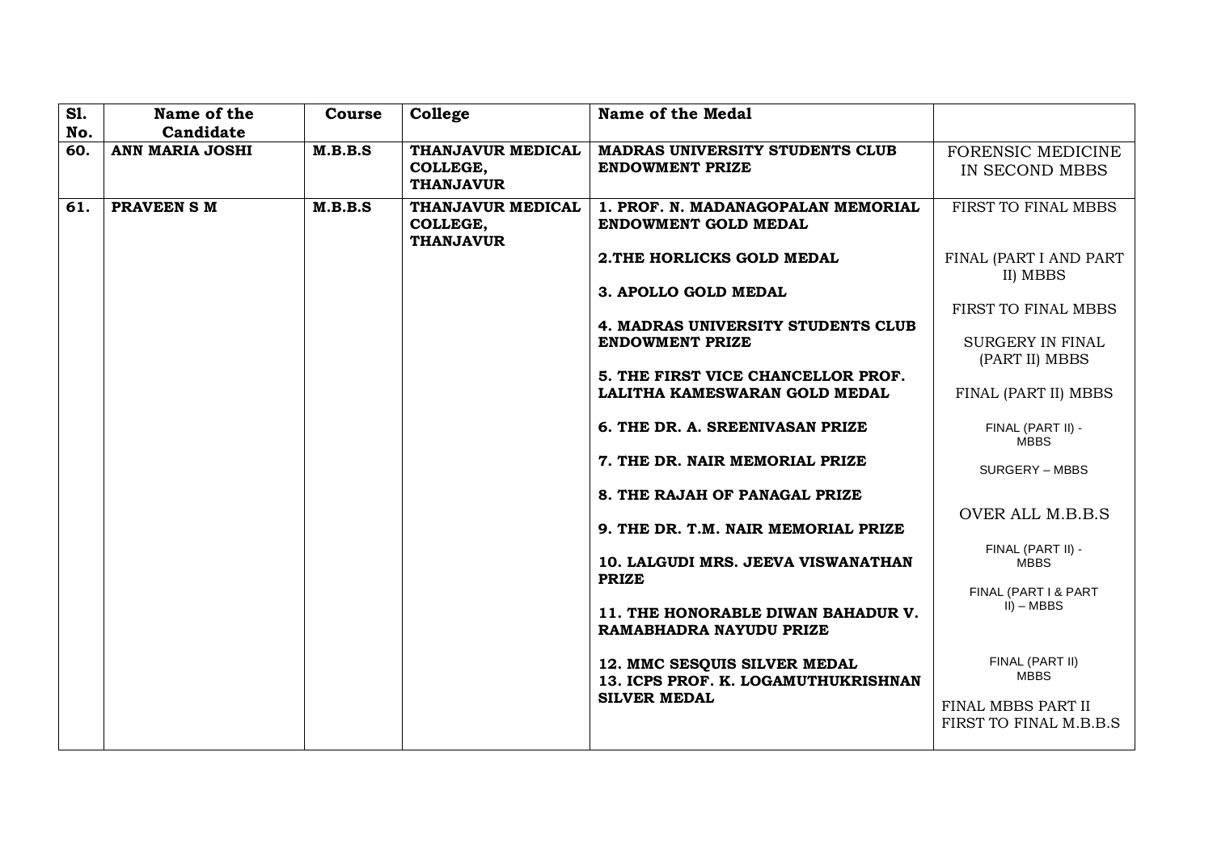| Sl. No. | Name of the Candidate | Course | College | Name of the Medal | |
|---|---|---|---|---|---|
| 60. | ANN MARIA JOSHI | M.B.B.S | THANJAVUR MEDICAL COLLEGE, THANJAVUR | MADRAS UNIVERSITY STUDENTS CLUB ENDOWMENT PRIZE | FORENSIC MEDICINE IN SECOND MBBS |
| 61. | PRAVEEN S M | M.B.B.S | THANJAVUR MEDICAL COLLEGE, THANJAVUR | 1. PROF. N. MADANAGOPALAN MEMORIAL ENDOWMENT GOLD MEDAL | FIRST TO FINAL MBBS |
| | | | | 2.THE HORLICKS GOLD MEDAL | FINAL (PART I AND PART II) MBBS |
| | | | | 3. APOLLO GOLD MEDAL | FIRST TO FINAL MBBS |
| | | | | 4. MADRAS UNIVERSITY STUDENTS CLUB ENDOWMENT PRIZE | SURGERY IN FINAL (PART II) MBBS |
| | | | | 5. THE FIRST VICE CHANCELLOR PROF. LALITHA KAMESWARAN GOLD MEDAL | FINAL (PART II) MBBS |
| | | | | 6. THE DR. A. SREENIVASAN PRIZE | FINAL (PART II) - MBBS |
| | | | | 7. THE DR. NAIR MEMORIAL PRIZE | SURGERY – MBBS |
| | | | | 8. THE RAJAH OF PANAGAL PRIZE | OVER ALL M.B.B.S |
| | | | | 9. THE DR. T.M. NAIR MEMORIAL PRIZE | FINAL (PART II) - MBBS |
| | | | | 10. LALGUDI MRS. JEEVA VISWANATHAN PRIZE | FINAL (PART I & PART II) – MBBS |
| | | | | 11. THE HONORABLE DIWAN BAHADUR V. RAMABHADRA NAYUDU PRIZE | FINAL (PART II) MBBS |
| | | | | 12. MMC SESQUIS SILVER MEDAL | FINAL MBBS PART II |
| | | | | 13. ICPS PROF. K. LOGAMUTHUKRISHNAN SILVER MEDAL | FIRST TO FINAL M.B.B.S |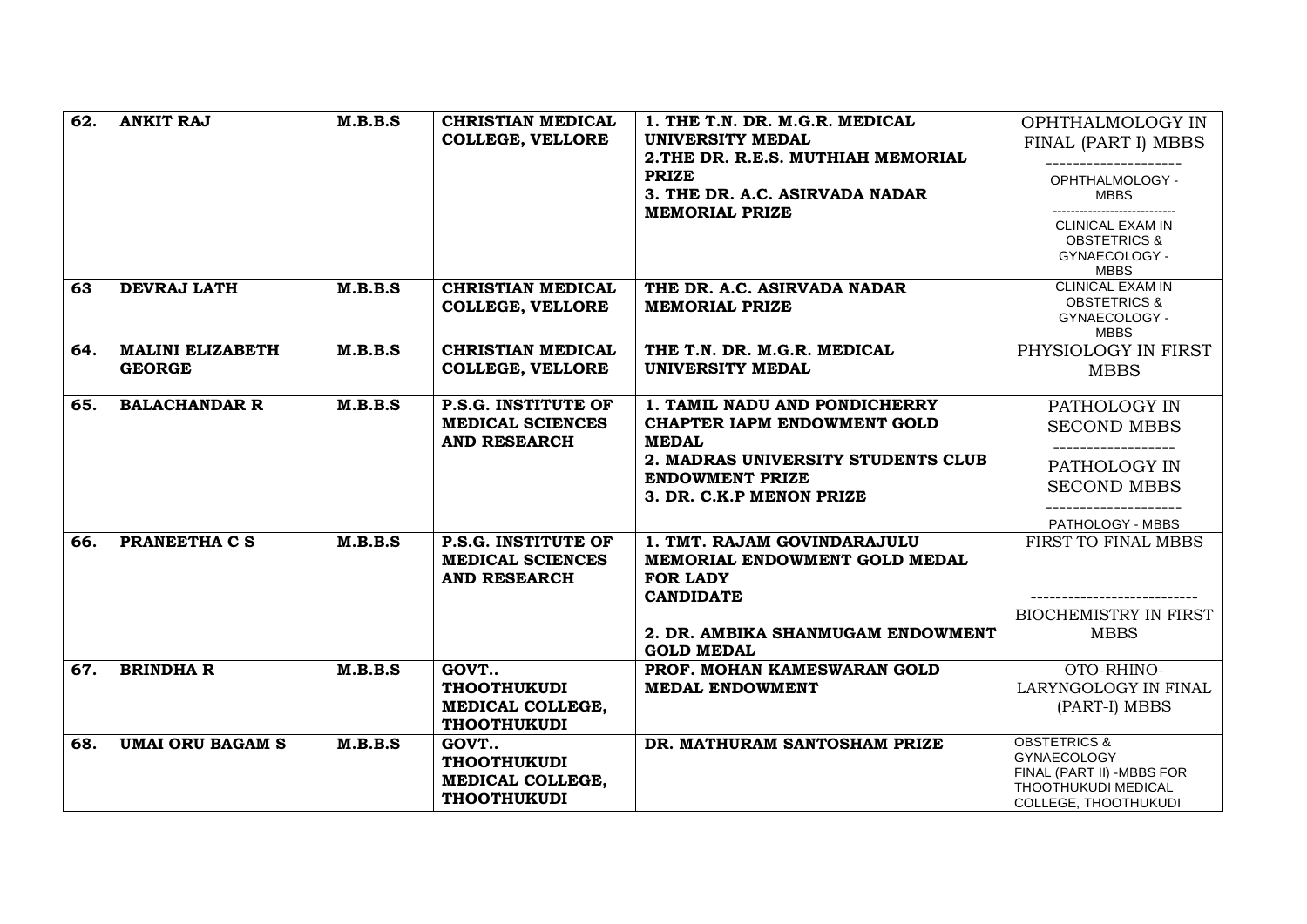| 62. | ANKIT RAJ | M.B.B.S | CHRISTIAN MEDICAL COLLEGE, VELLORE | 1. THE T.N. DR. M.G.R. MEDICAL UNIVERSITY MEDAL<br>2.THE DR. R.E.S. MUTHIAH MEMORIAL PRIZE<br>3. THE DR. A.C. ASIRVADA NADAR MEMORIAL PRIZE | OPHTHALMOLOGY IN FINAL (PART I) MBBS<br>--------------------<br>OPHTHALMOLOGY - MBBS<br>---------------------------<br>CLINICAL EXAM IN OBSTETRICS & GYNAECOLOGY - MBBS |
|---|---|---|---|---|---|
| 63 | DEVRAJ LATH | M.B.B.S | CHRISTIAN MEDICAL COLLEGE, VELLORE | THE DR. A.C. ASIRVADA NADAR MEMORIAL PRIZE | CLINICAL EXAM IN OBSTETRICS & GYNAECOLOGY - MBBS |
| 64. | MALINI ELIZABETH GEORGE | M.B.B.S | CHRISTIAN MEDICAL COLLEGE, VELLORE | THE T.N. DR. M.G.R. MEDICAL UNIVERSITY MEDAL | PHYSIOLOGY IN FIRST MBBS |
| 65. | BALACHANDAR R | M.B.B.S | P.S.G. INSTITUTE OF MEDICAL SCIENCES AND RESEARCH | 1. TAMIL NADU AND PONDICHERRY CHAPTER IAPM ENDOWMENT GOLD MEDAL<br>2. MADRAS UNIVERSITY STUDENTS CLUB ENDOWMENT PRIZE<br>3. DR. C.K.P MENON PRIZE | PATHOLOGY IN SECOND MBBS<br>------------------<br>PATHOLOGY IN SECOND MBBS<br>--------------------<br>PATHOLOGY - MBBS |
| 66. | PRANEETHA C S | M.B.B.S | P.S.G. INSTITUTE OF MEDICAL SCIENCES AND RESEARCH | 1. TMT. RAJAM GOVINDARAJULU MEMORIAL ENDOWMENT GOLD MEDAL FOR LADY CANDIDATE<br>2. DR. AMBIKA SHANMUGAM ENDOWMENT GOLD MEDAL | FIRST TO FINAL MBBS<br>---------------------------<br>BIOCHEMISTRY IN FIRST MBBS |
| 67. | BRINDHA R | M.B.B.S | GOVT.. THOOTHUKUDI MEDICAL COLLEGE, THOOTHUKUDI | PROF. MOHAN KAMESWARAN GOLD MEDAL ENDOWMENT | OTO-RHINO-LARYNGOLOGY IN FINAL (PART-I) MBBS |
| 68. | UMAI ORU BAGAM S | M.B.B.S | GOVT.. THOOTHUKUDI MEDICAL COLLEGE, THOOTHUKUDI | DR. MATHURAM SANTOSHAM PRIZE | OBSTETRICS & GYNAECOLOGY FINAL (PART II) -MBBS FOR THOOTHUKUDI MEDICAL COLLEGE, THOOTHUKUDI |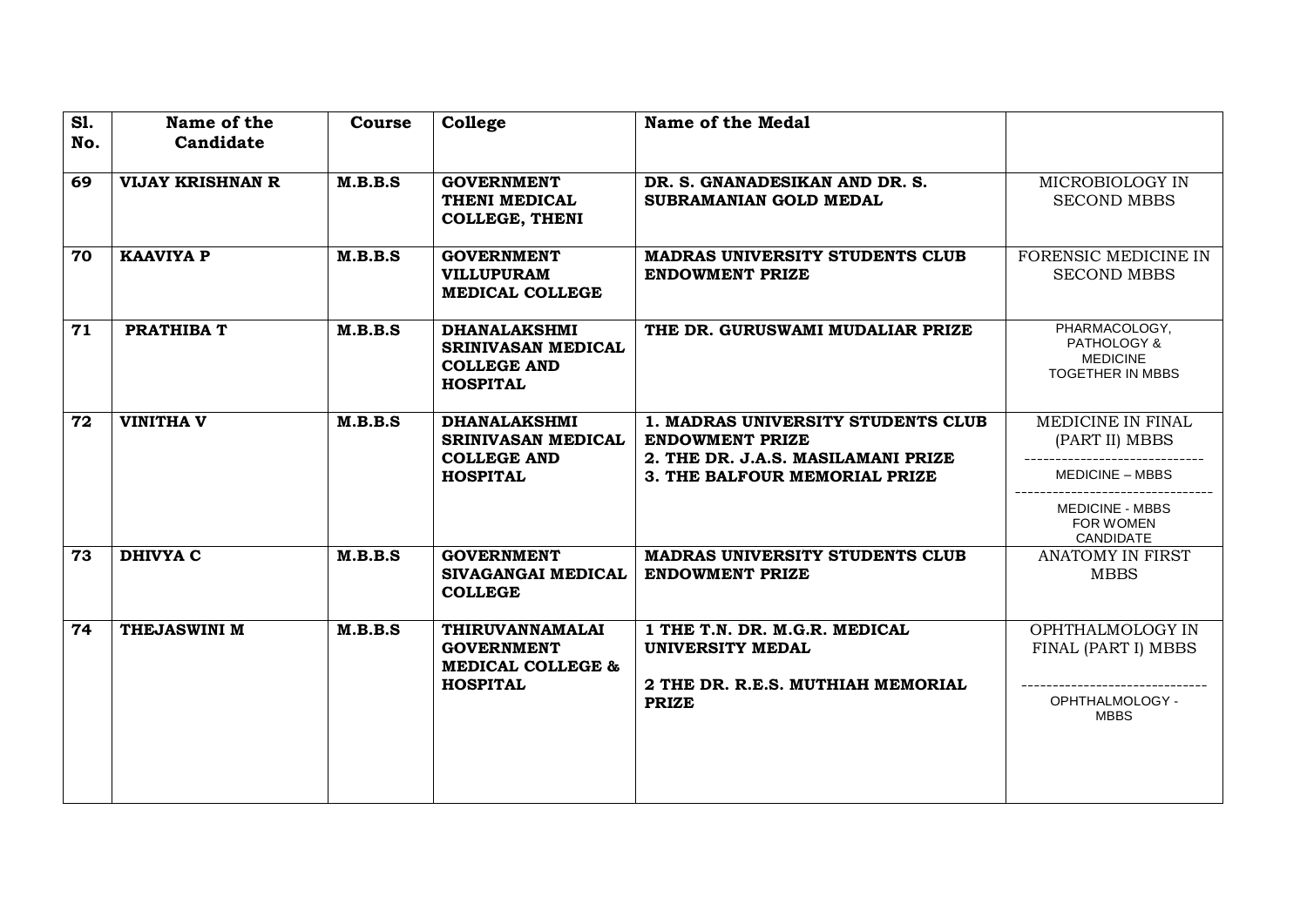| Sl. No. | Name of the Candidate | Course | College | Name of the Medal | |
|---|---|---|---|---|---|
| 69 | VIJAY KRISHNAN R | M.B.B.S | GOVERNMENT THENI MEDICAL COLLEGE, THENI | DR. S. GNANADESIKAN AND DR. S. SUBRAMANIAN GOLD MEDAL | MICROBIOLOGY IN SECOND MBBS |
| 70 | KAAVIYA P | M.B.B.S | GOVERNMENT VILLUPURAM MEDICAL COLLEGE | MADRAS UNIVERSITY STUDENTS CLUB ENDOWMENT PRIZE | FORENSIC MEDICINE IN SECOND MBBS |
| 71 | PRATHIBA T | M.B.B.S | DHANALAKSHMI SRINIVASAN MEDICAL COLLEGE AND HOSPITAL | THE DR. GURUSWAMI MUDALIAR PRIZE | PHARMACOLOGY, PATHOLOGY & MEDICINE TOGETHER IN MBBS |
| 72 | VINITHA V | M.B.B.S | DHANALAKSHMI SRINIVASAN MEDICAL COLLEGE AND HOSPITAL | 1. MADRAS UNIVERSITY STUDENTS CLUB ENDOWMENT PRIZE<br>2. THE DR. J.A.S. MASILAMANI PRIZE<br>3. THE BALFOUR MEMORIAL PRIZE | MEDICINE IN FINAL (PART II) MBBS<br>MEDICINE – MBBS<br>MEDICINE - MBBS FOR WOMEN CANDIDATE |
| 73 | DHIVYA C | M.B.B.S | GOVERNMENT SIVAGANGAI MEDICAL COLLEGE | MADRAS UNIVERSITY STUDENTS CLUB ENDOWMENT PRIZE | ANATOMY IN FIRST MBBS |
| 74 | THEJASWINI M | M.B.B.S | THIRUVANNAMALAI GOVERNMENT MEDICAL COLLEGE & HOSPITAL | 1 THE T.N. DR. M.G.R. MEDICAL UNIVERSITY MEDAL<br>2 THE DR. R.E.S. MUTHIAH MEMORIAL PRIZE | OPHTHALMOLOGY IN FINAL (PART I) MBBS<br>OPHTHALMOLOGY - MBBS |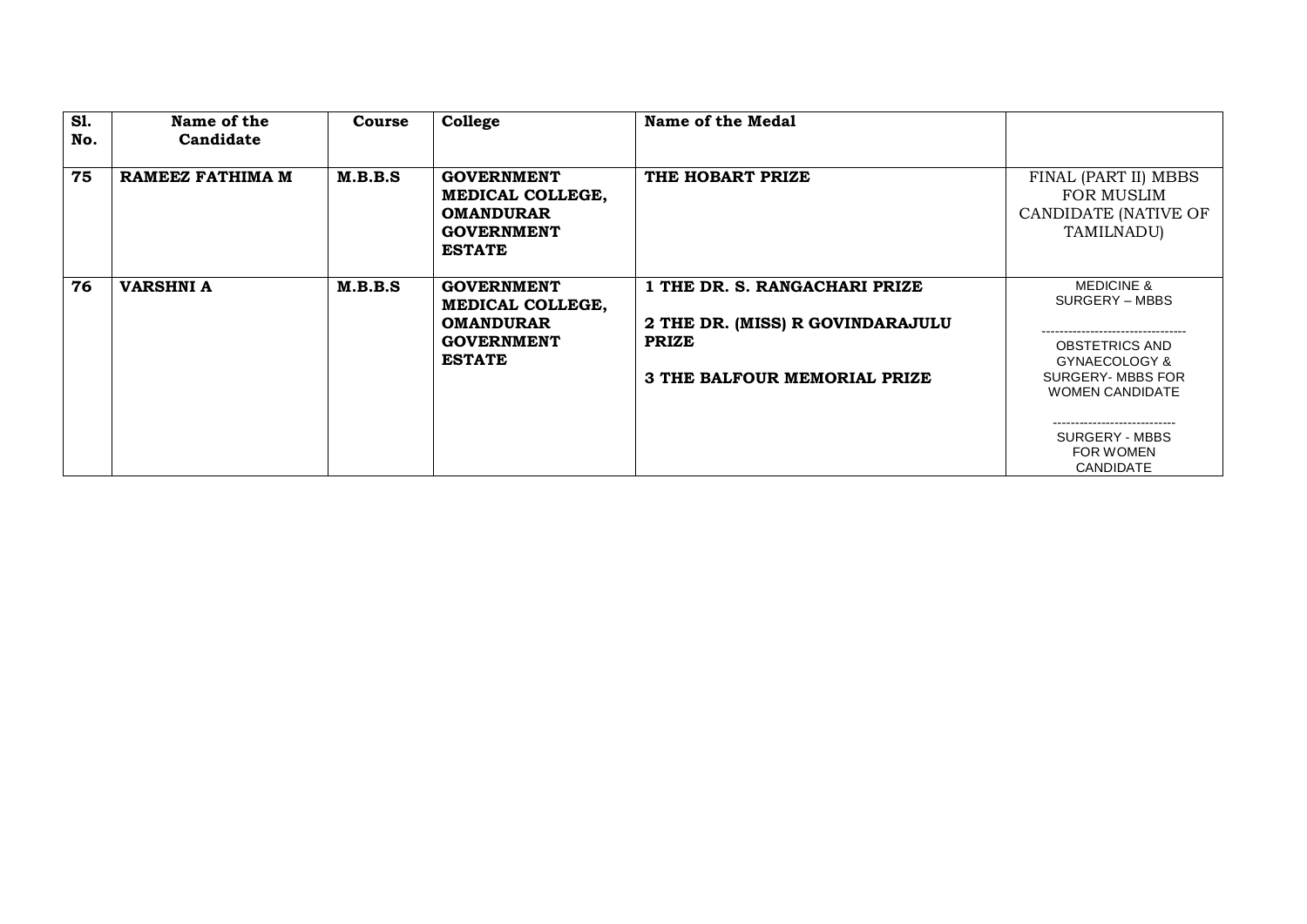| Sl. No. | Name of the Candidate | Course | College | Name of the Medal | |
|---|---|---|---|---|---|
| **75** | **RAMEEZ FATHIMA M** | **M.B.B.S** | **GOVERNMENT MEDICAL COLLEGE, OMANDURAR GOVERNMENT ESTATE** | **THE HOBART PRIZE** | FINAL (PART II) MBBS FOR MUSLIM CANDIDATE (NATIVE OF TAMILNADU) |
| **76** | **VARSHNI A** | **M.B.B.S** | **GOVERNMENT MEDICAL COLLEGE, OMANDURAR GOVERNMENT ESTATE** | **1 THE DR. S. RANGACHARI PRIZE**<br>**2 THE DR. (MISS) R GOVINDARAJULU PRIZE**<br>**3 THE BALFOUR MEMORIAL PRIZE** | MEDICINE & SURGERY – MBBS<br>---------------------------------<br>OBSTETRICS AND GYNAECOLOGY & SURGERY- MBBS FOR WOMEN CANDIDATE<br>----------------------------<br>SURGERY - MBBS FOR WOMEN CANDIDATE |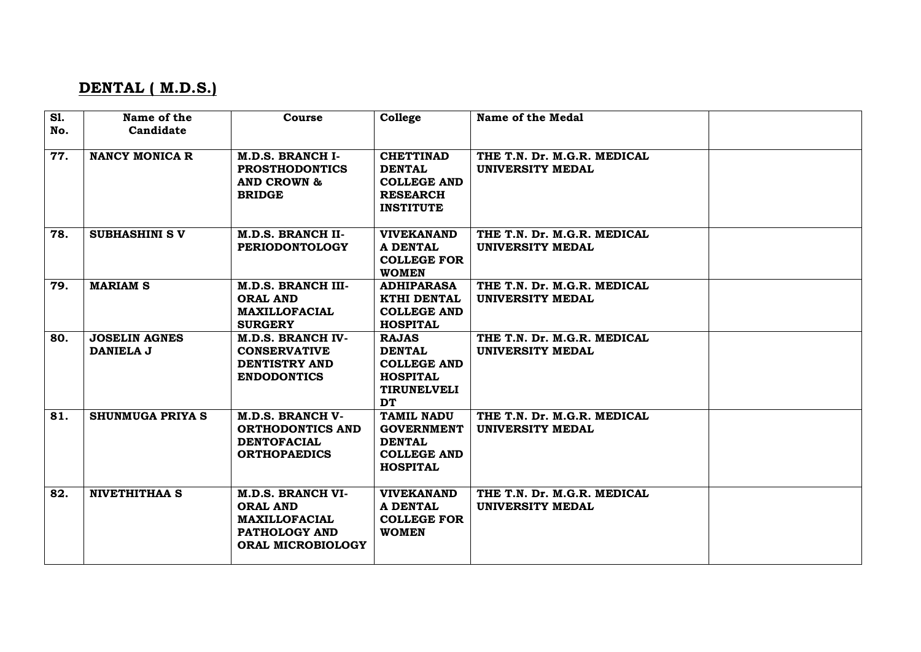## DENTAL ( M.D.S.)

| Sl. No. | Name of the Candidate | Course | College | Name of the Medal | |
|---|---|---|---|---|---|
| 77. | NANCY MONICA R | M.D.S. BRANCH I- PROSTHODONTICS AND CROWN & BRIDGE | CHETTINAD DENTAL COLLEGE AND RESEARCH INSTITUTE | THE T.N. Dr. M.G.R. MEDICAL UNIVERSITY MEDAL | |
| 78. | SUBHASHINI S V | M.D.S. BRANCH II- PERIODONTOLOGY | VIVEKANANDA DENTAL COLLEGE FOR WOMEN | THE T.N. Dr. M.G.R. MEDICAL UNIVERSITY MEDAL | |
| 79. | MARIAM S | M.D.S. BRANCH III- ORAL AND MAXILLOFACIAL SURGERY | ADHIPARASAKTHI DENTAL COLLEGE AND HOSPITAL | THE T.N. Dr. M.G.R. MEDICAL UNIVERSITY MEDAL | |
| 80. | JOSELIN AGNES DANIELA J | M.D.S. BRANCH IV- CONSERVATIVE DENTISTRY AND ENDODONTICS | RAJAS DENTAL COLLEGE AND HOSPITAL TIRUNELVELI DT | THE T.N. Dr. M.G.R. MEDICAL UNIVERSITY MEDAL | |
| 81. | SHUNMUGA PRIYA S | M.D.S. BRANCH V- ORTHODONTICS AND DENTOFACIAL ORTHOPAEDICS | TAMIL NADU GOVERNMENT DENTAL COLLEGE AND HOSPITAL | THE T.N. Dr. M.G.R. MEDICAL UNIVERSITY MEDAL | |
| 82. | NIVETHITHAA S | M.D.S. BRANCH VI- ORAL AND MAXILLOFACIAL PATHOLOGY AND ORAL MICROBIOLOGY | VIVEKANANDA DENTAL COLLEGE FOR WOMEN | THE T.N. Dr. M.G.R. MEDICAL UNIVERSITY MEDAL | |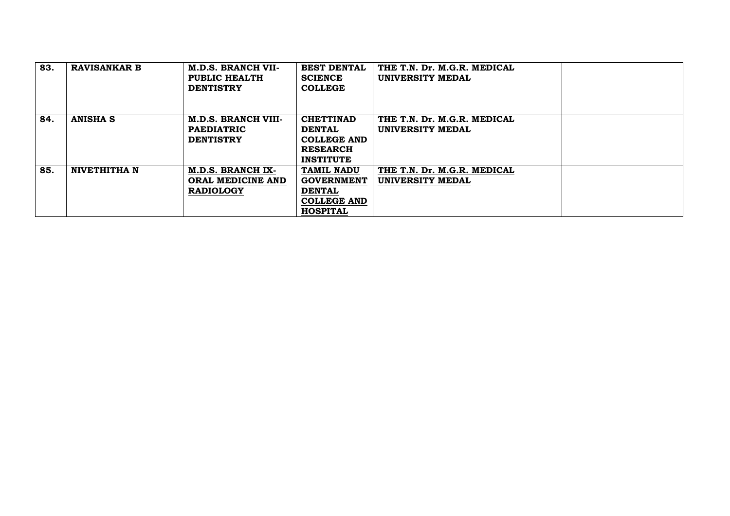| 83. | **RAVISANKAR B** | **M.D.S. BRANCH VII- PUBLIC HEALTH DENTISTRY** | **BEST DENTAL SCIENCE COLLEGE** | **THE T.N. Dr. M.G.R. MEDICAL UNIVERSITY MEDAL** | |
|---|---|---|---|---|---|
| 84. | **ANISHA S** | **M.D.S. BRANCH VIII- PAEDIATRIC DENTISTRY** | **CHETTINAD DENTAL COLLEGE AND RESEARCH INSTITUTE** | **THE T.N. Dr. M.G.R. MEDICAL UNIVERSITY MEDAL** | |
| 85. | **NIVETHITHA N** | **M.D.S. BRANCH IX- ORAL MEDICINE AND RADIOLOGY** | **TAMIL NADU GOVERNMENT DENTAL COLLEGE AND HOSPITAL** | **THE T.N. Dr. M.G.R. MEDICAL UNIVERSITY MEDAL** | |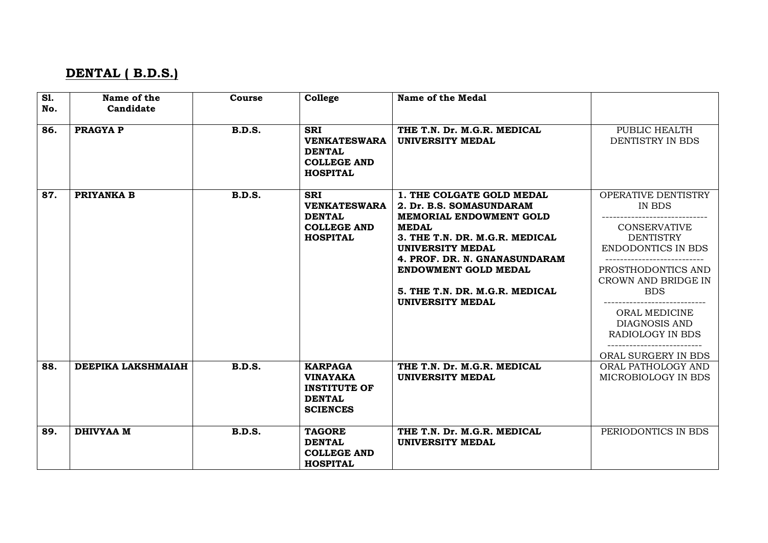## DENTAL ( B.D.S.)

| Sl. No. | Name of the Candidate | Course | College | Name of the Medal | |
|---|---|---|---|---|---|
| 86. | **PRAGYA P** | **B.D.S.** | **SRI VENKATESWARA DENTAL COLLEGE AND HOSPITAL** | **THE T.N. Dr. M.G.R. MEDICAL UNIVERSITY MEDAL** | PUBLIC HEALTH DENTISTRY IN BDS |
| 87. | **PRIYANKA B** | **B.D.S.** | **SRI VENKATESWARA DENTAL COLLEGE AND HOSPITAL** | **1. THE COLGATE GOLD MEDAL**<br>**2. Dr. B.S. SOMASUNDARAM MEMORIAL ENDOWMENT GOLD MEDAL**<br>**3. THE T.N. DR. M.G.R. MEDICAL UNIVERSITY MEDAL**<br>**4. PROF. DR. N. GNANASUNDARAM ENDOWMENT GOLD MEDAL**<br>**5. THE T.N. DR. M.G.R. MEDICAL UNIVERSITY MEDAL** | OPERATIVE DENTISTRY IN BDS<br>---------------------------<br>CONSERVATIVE DENTISTRY ENDODONTICS IN BDS<br>---------------------------<br>PROSTHODONTICS AND CROWN AND BRIDGE IN BDS<br>---------------------------<br>ORAL MEDICINE DIAGNOSIS AND RADIOLOGY IN BDS<br>---------------------------<br>ORAL SURGERY IN BDS |
| 88. | **DEEPIKA LAKSHMAIAH** | **B.D.S.** | **KARPAGA VINAYAKA INSTITUTE OF DENTAL SCIENCES** | **THE T.N. Dr. M.G.R. MEDICAL UNIVERSITY MEDAL** | ORAL PATHOLOGY AND MICROBIOLOGY IN BDS |
| 89. | **DHIVYAA M** | **B.D.S.** | **TAGORE DENTAL COLLEGE AND HOSPITAL** | **THE T.N. Dr. M.G.R. MEDICAL UNIVERSITY MEDAL** | PERIODONTICS IN BDS |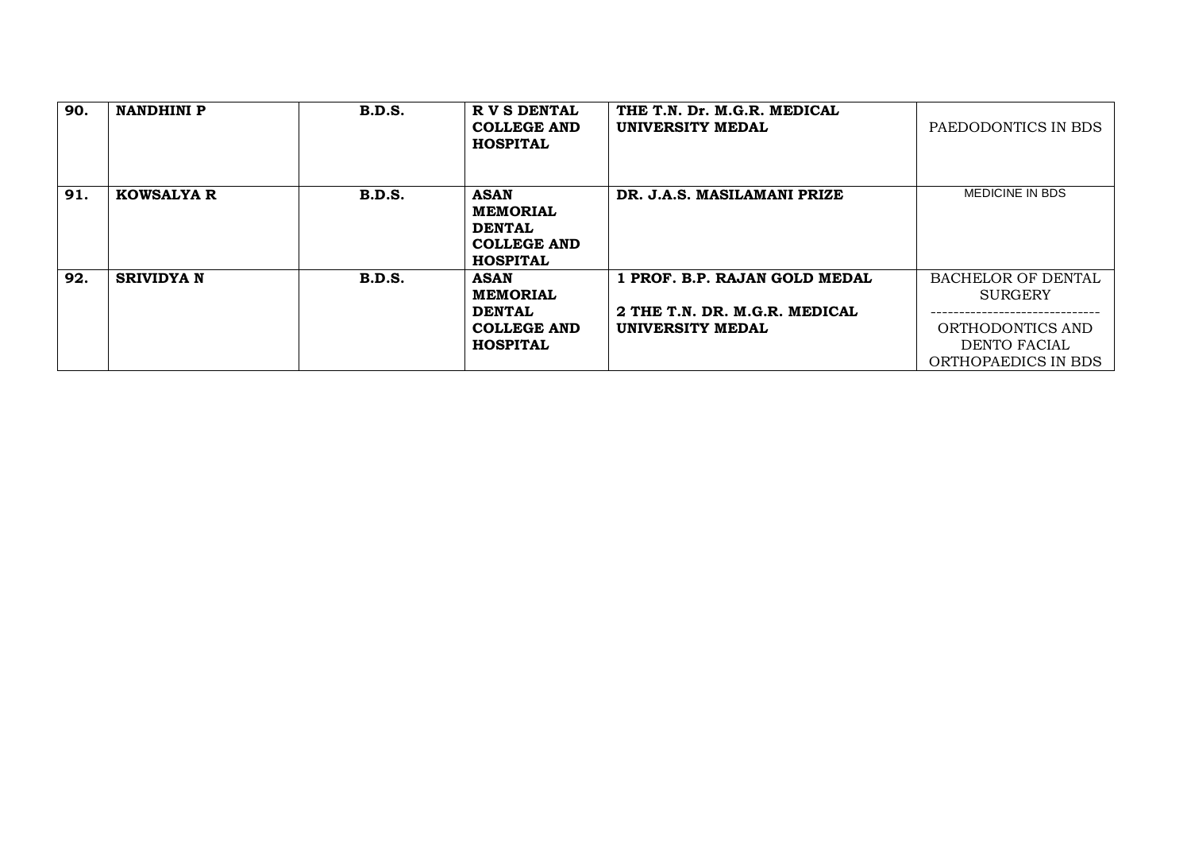| 90. | **NANDHINI P** | **B.D.S.** | **R V S DENTAL COLLEGE AND HOSPITAL** | **THE T.N. Dr. M.G.R. MEDICAL UNIVERSITY MEDAL** | PAEDODONTICS IN BDS |
|---|---|---|---|---|---|
| **91.** | **KOWSALYA R** | **B.D.S.** | **ASAN MEMORIAL DENTAL COLLEGE AND HOSPITAL** | **DR. J.A.S. MASILAMANI PRIZE** | MEDICINE IN BDS |
| **92.** | **SRIVIDYA N** | **B.D.S.** | **ASAN MEMORIAL DENTAL COLLEGE AND HOSPITAL** | **1 PROF. B.P. RAJAN GOLD MEDAL**<br>**2 THE T.N. DR. M.G.R. MEDICAL UNIVERSITY MEDAL** | BACHELOR OF DENTAL SURGERY<br>------------------------------<br>ORTHODONTICS AND DENTO FACIAL ORTHOPAEDICS IN BDS |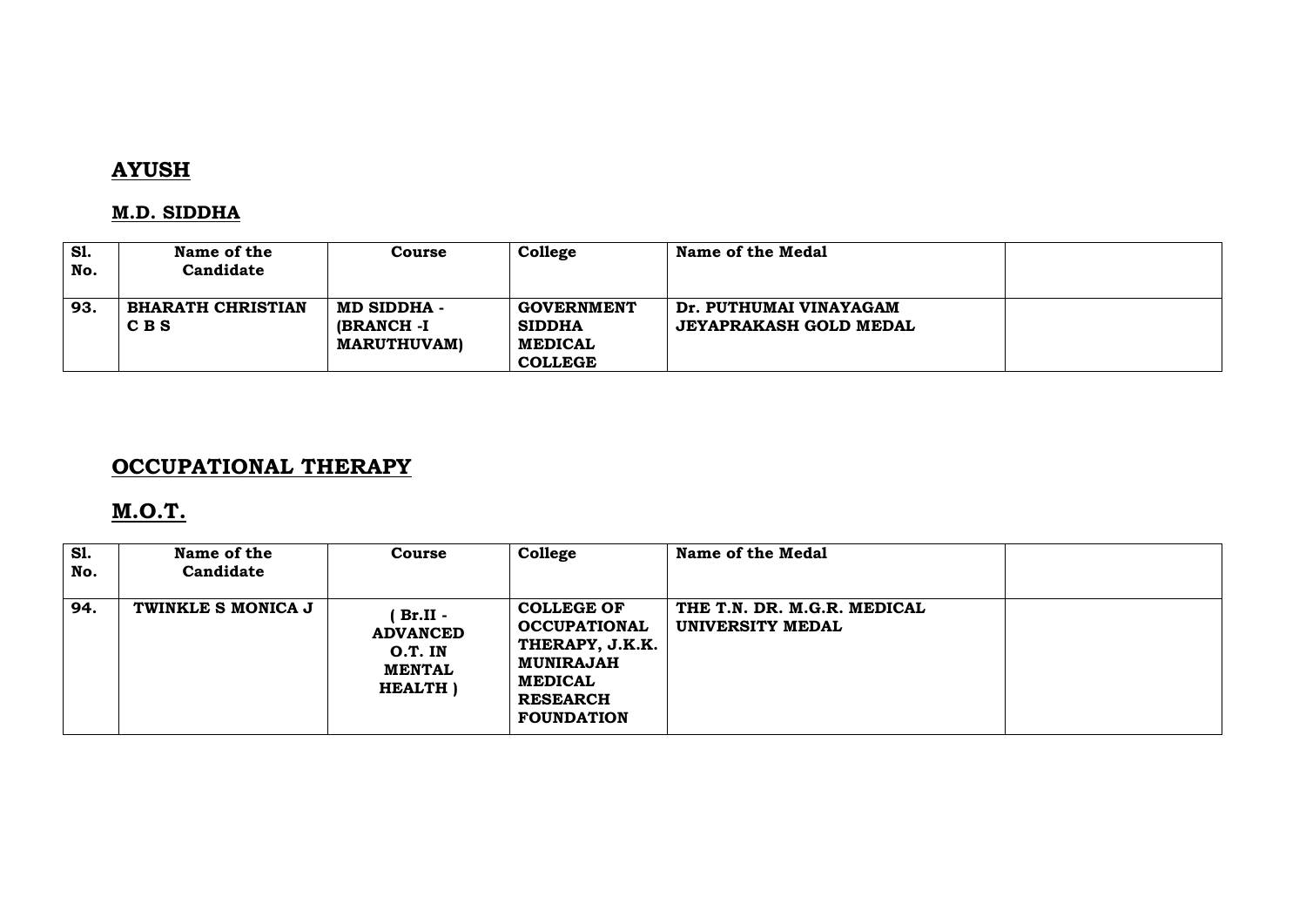## AYUSH

### M.D. SIDDHA

| Sl. No. | Name of the Candidate | Course | College | Name of the Medal | |
|---|---|---|---|---|---|
| 93. | BHARATH CHRISTIAN C B S | MD SIDDHA - (BRANCH -I MARUTHUVAM) | GOVERNMENT SIDDHA MEDICAL COLLEGE | Dr. PUTHUMAI VINAYAGAM JEYAPRAKASH GOLD MEDAL | |

## OCCUPATIONAL THERAPY

### M.O.T.

| Sl. No. | Name of the Candidate | Course | College | Name of the Medal | |
|---|---|---|---|---|---|
| 94. | TWINKLE S MONICA J | ( Br.II - ADVANCED O.T. IN MENTAL HEALTH ) | COLLEGE OF OCCUPATIONAL THERAPY, J.K.K. MUNIRAJAH MEDICAL RESEARCH FOUNDATION | THE T.N. DR. M.G.R. MEDICAL UNIVERSITY MEDAL | |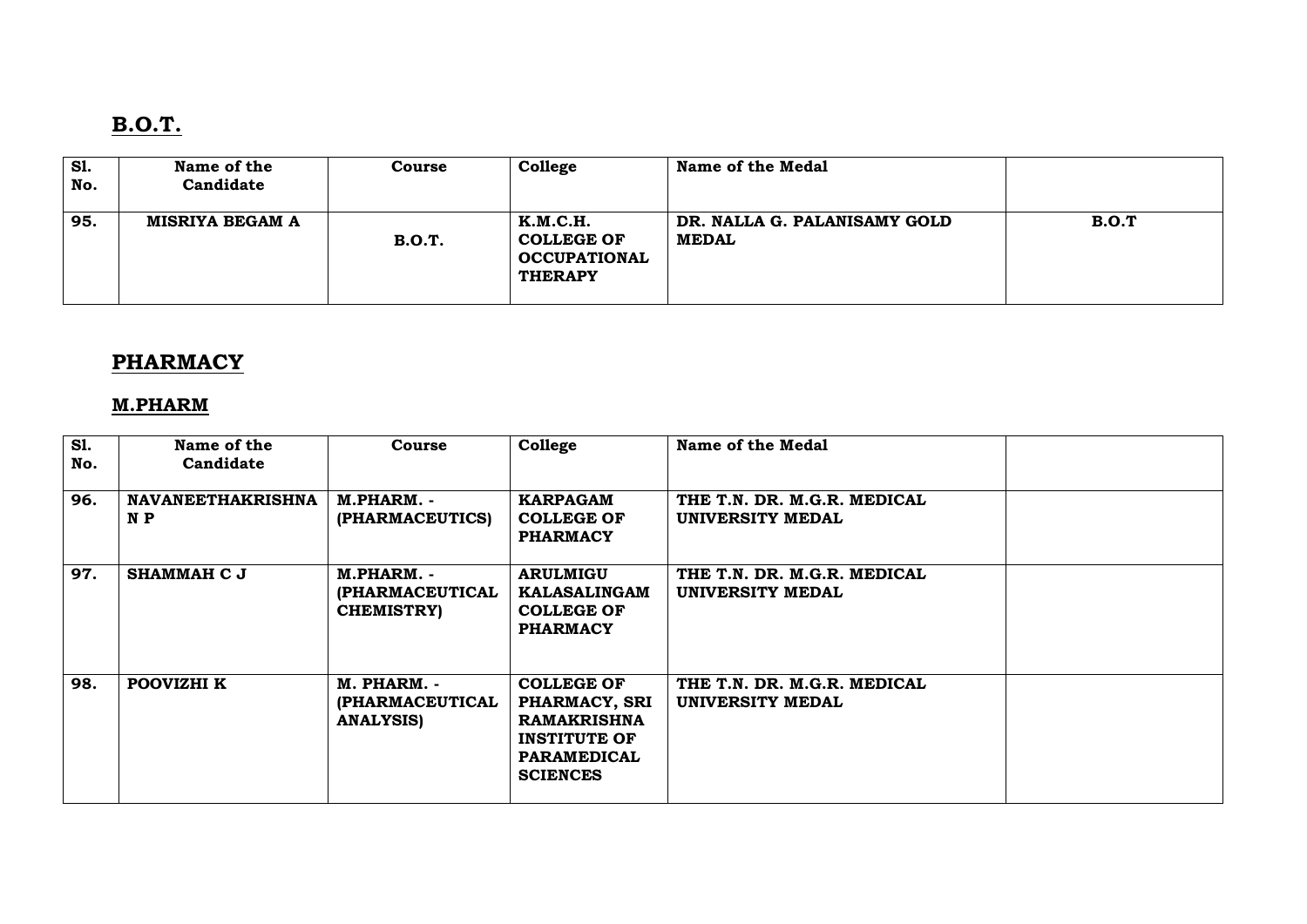## B.O.T.

| Sl. No. | Name of the Candidate | Course | College | Name of the Medal | |
|---|---|---|---|---|---|
| 95. | MISRIYA BEGAM A | B.O.T. | K.M.C.H. COLLEGE OF OCCUPATIONAL THERAPY | DR. NALLA G. PALANISAMY GOLD MEDAL | B.O.T |

## PHARMACY

### M.PHARM

| Sl. No. | Name of the Candidate | Course | College | Name of the Medal | |
|---|---|---|---|---|---|
| 96. | NAVANEETHAKRISHNAN P | M.PHARM. - (PHARMACEUTICS) | KARPAGAM COLLEGE OF PHARMACY | THE T.N. DR. M.G.R. MEDICAL UNIVERSITY MEDAL | |
| 97. | SHAMMAH C J | M.PHARM. - (PHARMACEUTICAL CHEMISTRY) | ARULMIGU KALASALINGAM COLLEGE OF PHARMACY | THE T.N. DR. M.G.R. MEDICAL UNIVERSITY MEDAL | |
| 98. | POOVIZHI K | M. PHARM. - (PHARMACEUTICAL ANALYSIS) | COLLEGE OF PHARMACY, SRI RAMAKRISHNA INSTITUTE OF PARAMEDICAL SCIENCES | THE T.N. DR. M.G.R. MEDICAL UNIVERSITY MEDAL | |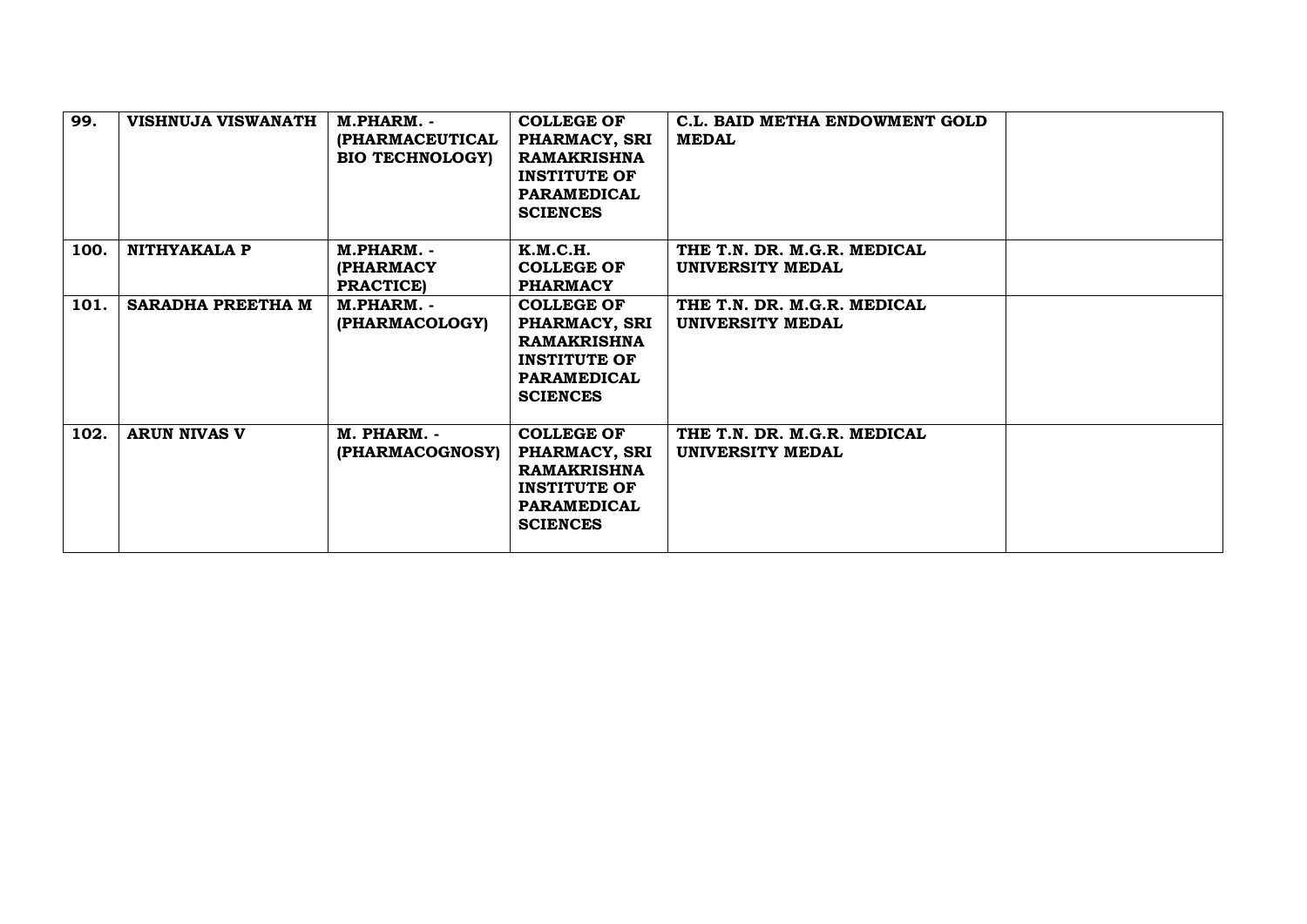| 99. | VISHNUJA VISWANATH | M.PHARM. - (PHARMACEUTICAL BIO TECHNOLOGY) | COLLEGE OF PHARMACY, SRI RAMAKRISHNA INSTITUTE OF PARAMEDICAL SCIENCES | C.L. BAID METHA ENDOWMENT GOLD MEDAL | |
|---|---|---|---|---|---|
| 100. | NITHYAKALA P | M.PHARM. - (PHARMACY PRACTICE) | K.M.C.H. COLLEGE OF PHARMACY | THE T.N. DR. M.G.R. MEDICAL UNIVERSITY MEDAL | |
| 101. | SARADHA PREETHA M | M.PHARM. - (PHARMACOLOGY) | COLLEGE OF PHARMACY, SRI RAMAKRISHNA INSTITUTE OF PARAMEDICAL SCIENCES | THE T.N. DR. M.G.R. MEDICAL UNIVERSITY MEDAL | |
| 102. | ARUN NIVAS V | M. PHARM. - (PHARMACOGNOSY) | COLLEGE OF PHARMACY, SRI RAMAKRISHNA INSTITUTE OF PARAMEDICAL SCIENCES | THE T.N. DR. M.G.R. MEDICAL UNIVERSITY MEDAL | |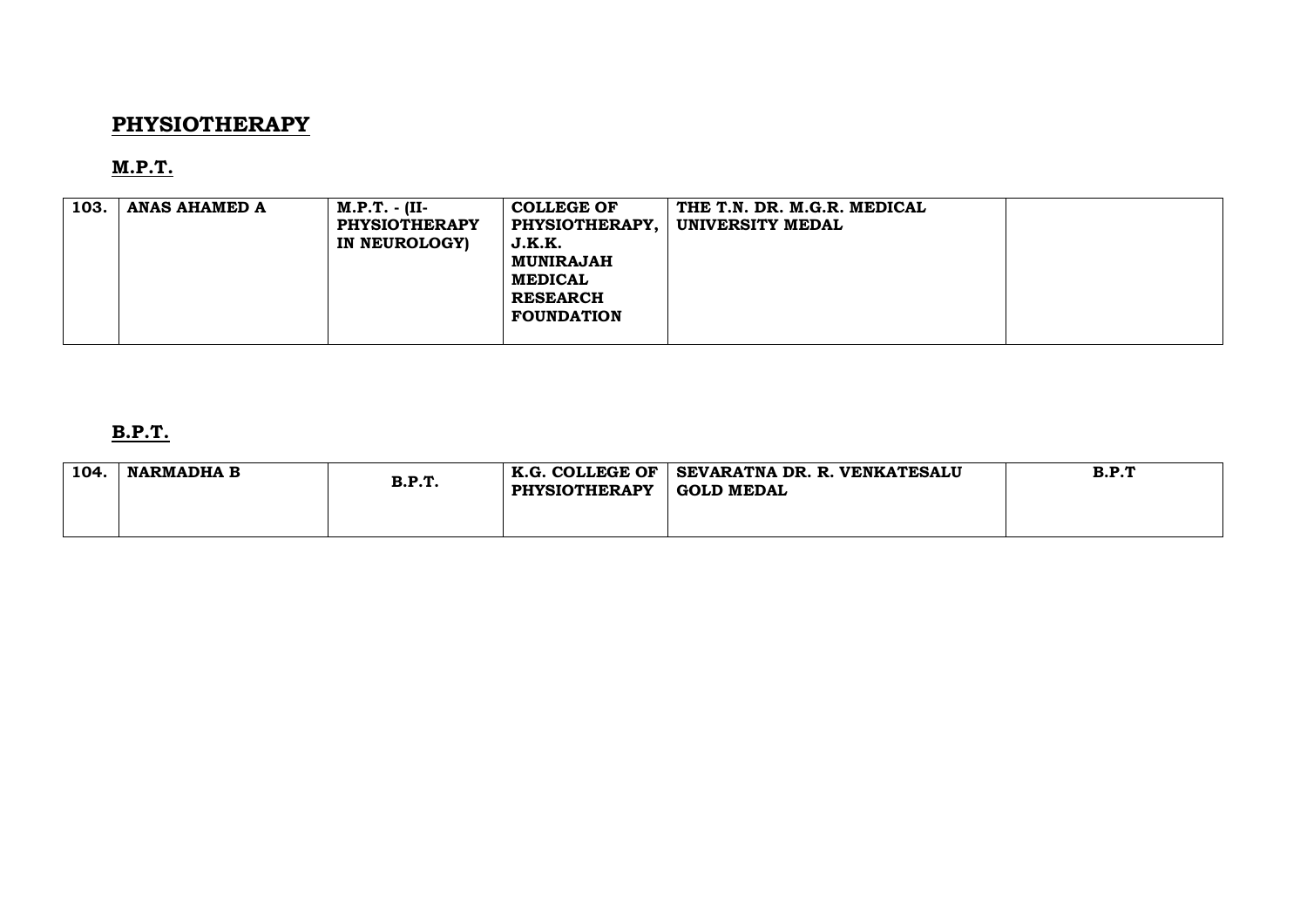# PHYSIOTHERAPY

## M.P.T.

| | | | | | |
|---|---|---|---|---|---|
| 103. | ANAS AHAMED A | M.P.T. - (II-PHYSIOTHERAPY IN NEUROLOGY) | COLLEGE OF PHYSIOTHERAPY, J.K.K. MUNIRAJAH MEDICAL RESEARCH FOUNDATION | THE T.N. DR. M.G.R. MEDICAL UNIVERSITY MEDAL | |

## B.P.T.

| | | | | | |
|---|---|---|---|---|---|
| 104. | NARMADHA B | B.P.T. | K.G. COLLEGE OF PHYSIOTHERAPY | SEVARATNA DR. R. VENKATESALU GOLD MEDAL | B.P.T |